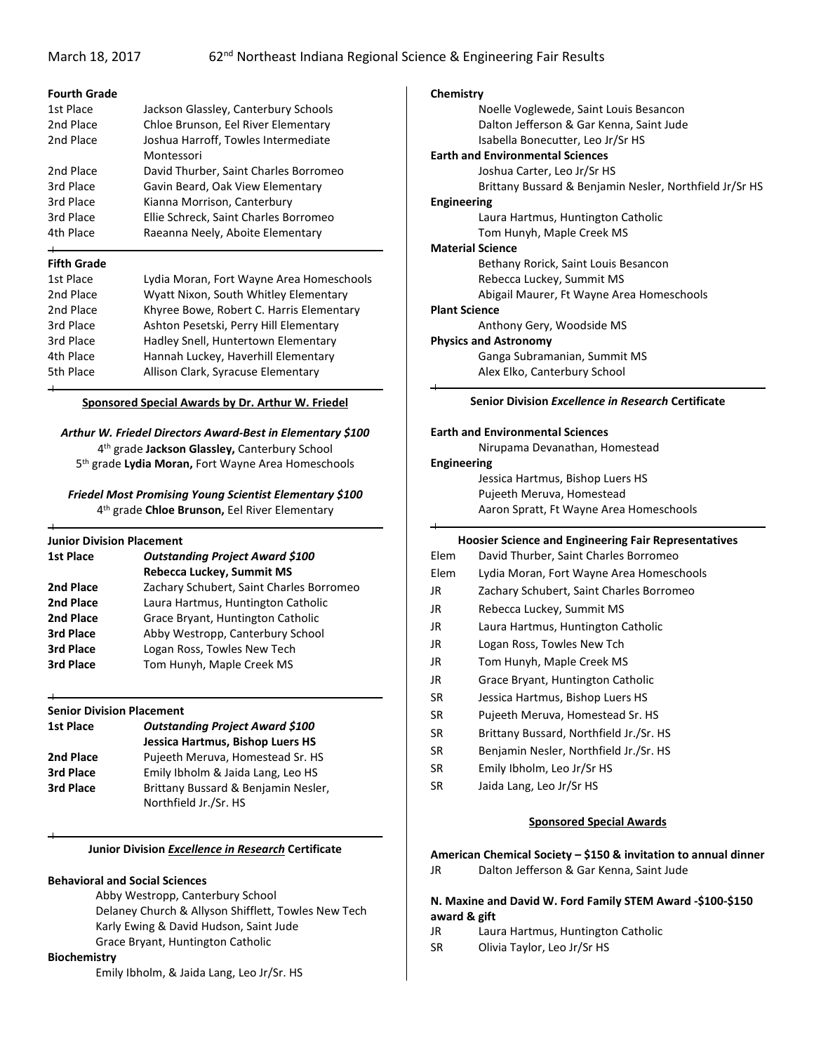March 18, 2017 — 62nd Northeast Indiana Regional Science & Engineering Fair Results

**Fourth Grade**

| | |
|---|---|
| 1st Place | Jackson Glassley, Canterbury Schools |
| 2nd Place | Chloe Brunson, Eel River Elementary |
| 2nd Place | Joshua Harroff, Towles Intermediate Montessori |
| 2nd Place | David Thurber, Saint Charles Borromeo |
| 3rd Place | Gavin Beard, Oak View Elementary |
| 3rd Place | Kianna Morrison, Canterbury |
| 3rd Place | Ellie Schreck, Saint Charles Borromeo |
| 4th Place | Raeanna Neely, Aboite Elementary |

**Fifth Grade**

| | |
|---|---|
| 1st Place | Lydia Moran, Fort Wayne Area Homeschools |
| 2nd Place | Wyatt Nixon, South Whitley Elementary |
| 2nd Place | Khyree Bowe, Robert C. Harris Elementary |
| 3rd Place | Ashton Pesetski, Perry Hill Elementary |
| 3rd Place | Hadley Snell, Huntertown Elementary |
| 4th Place | Hannah Luckey, Haverhill Elementary |
| 5th Place | Allison Clark, Syracuse Elementary |

**Sponsored Special Awards by Dr. Arthur W. Friedel**

***Arthur W. Friedel Directors Award-Best in Elementary $100***

4th grade **Jackson Glassley,** Canterbury School
5th grade **Lydia Moran,** Fort Wayne Area Homeschools

***Friedel Most Promising Young Scientist Elementary $100***

4th grade **Chloe Brunson,** Eel River Elementary

**Junior Division Placement**

| | |
|---|---|
| **1st Place** | ***Outstanding Project Award $100*** **Rebecca Luckey, Summit MS** |
| **2nd Place** | Zachary Schubert, Saint Charles Borromeo |
| **2nd Place** | Laura Hartmus, Huntington Catholic |
| **2nd Place** | Grace Bryant, Huntington Catholic |
| **3rd Place** | Abby Westropp, Canterbury School |
| **3rd Place** | Logan Ross, Towles New Tech |
| **3rd Place** | Tom Hunyh, Maple Creek MS |

**Senior Division Placement**

| | |
|---|---|
| **1st Place** | ***Outstanding Project Award $100*** **Jessica Hartmus, Bishop Luers HS** |
| **2nd Place** | Pujeeth Meruva, Homestead Sr. HS |
| **3rd Place** | Emily Ibholm & Jaida Lang, Leo HS |
| **3rd Place** | Brittany Bussard & Benjamin Nesler, Northfield Jr./Sr. HS |

**Junior Division *Excellence in Research* Certificate**

**Behavioral and Social Sciences**
- Abby Westropp, Canterbury School
- Delaney Church & Allyson Shifflett, Towles New Tech
- Karly Ewing & David Hudson, Saint Jude
- Grace Bryant, Huntington Catholic

**Biochemistry**
- Emily Ibholm, & Jaida Lang, Leo Jr/Sr. HS

**Chemistry**
- Noelle Voglewede, Saint Louis Besancon
- Dalton Jefferson & Gar Kenna, Saint Jude
- Isabella Bonecutter, Leo Jr/Sr HS

**Earth and Environmental Sciences**
- Joshua Carter, Leo Jr/Sr HS
- Brittany Bussard & Benjamin Nesler, Northfield Jr/Sr HS

**Engineering**
- Laura Hartmus, Huntington Catholic
- Tom Hunyh, Maple Creek MS

**Material Science**
- Bethany Rorick, Saint Louis Besancon
- Rebecca Luckey, Summit MS
- Abigail Maurer, Ft Wayne Area Homeschools

**Plant Science**
- Anthony Gery, Woodside MS

**Physics and Astronomy**
- Ganga Subramanian, Summit MS
- Alex Elko, Canterbury School

**Senior Division *Excellence in Research* Certificate**

**Earth and Environmental Sciences**
- Nirupama Devanathan, Homestead

**Engineering**
- Jessica Hartmus, Bishop Luers HS
- Pujeeth Meruva, Homestead
- Aaron Spratt, Ft Wayne Area Homeschools

**Hoosier Science and Engineering Fair Representatives**

| | |
|---|---|
| Elem | David Thurber, Saint Charles Borromeo |
| Elem | Lydia Moran, Fort Wayne Area Homeschools |
| JR | Zachary Schubert, Saint Charles Borromeo |
| JR | Rebecca Luckey, Summit MS |
| JR | Laura Hartmus, Huntington Catholic |
| JR | Logan Ross, Towles New Tch |
| JR | Tom Hunyh, Maple Creek MS |
| JR | Grace Bryant, Huntington Catholic |
| SR | Jessica Hartmus, Bishop Luers HS |
| SR | Pujeeth Meruva, Homestead Sr. HS |
| SR | Brittany Bussard, Northfield Jr./Sr. HS |
| SR | Benjamin Nesler, Northfield Jr./Sr. HS |
| SR | Emily Ibholm, Leo Jr/Sr HS |
| SR | Jaida Lang, Leo Jr/Sr HS |

**Sponsored Special Awards**

**American Chemical Society – $150 & invitation to annual dinner**

| | |
|---|---|
| JR | Dalton Jefferson & Gar Kenna, Saint Jude |

**N. Maxine and David W. Ford Family STEM Award -$100-$150 award & gift**

| | |
|---|---|
| JR | Laura Hartmus, Huntington Catholic |
| SR | Olivia Taylor, Leo Jr/Sr HS |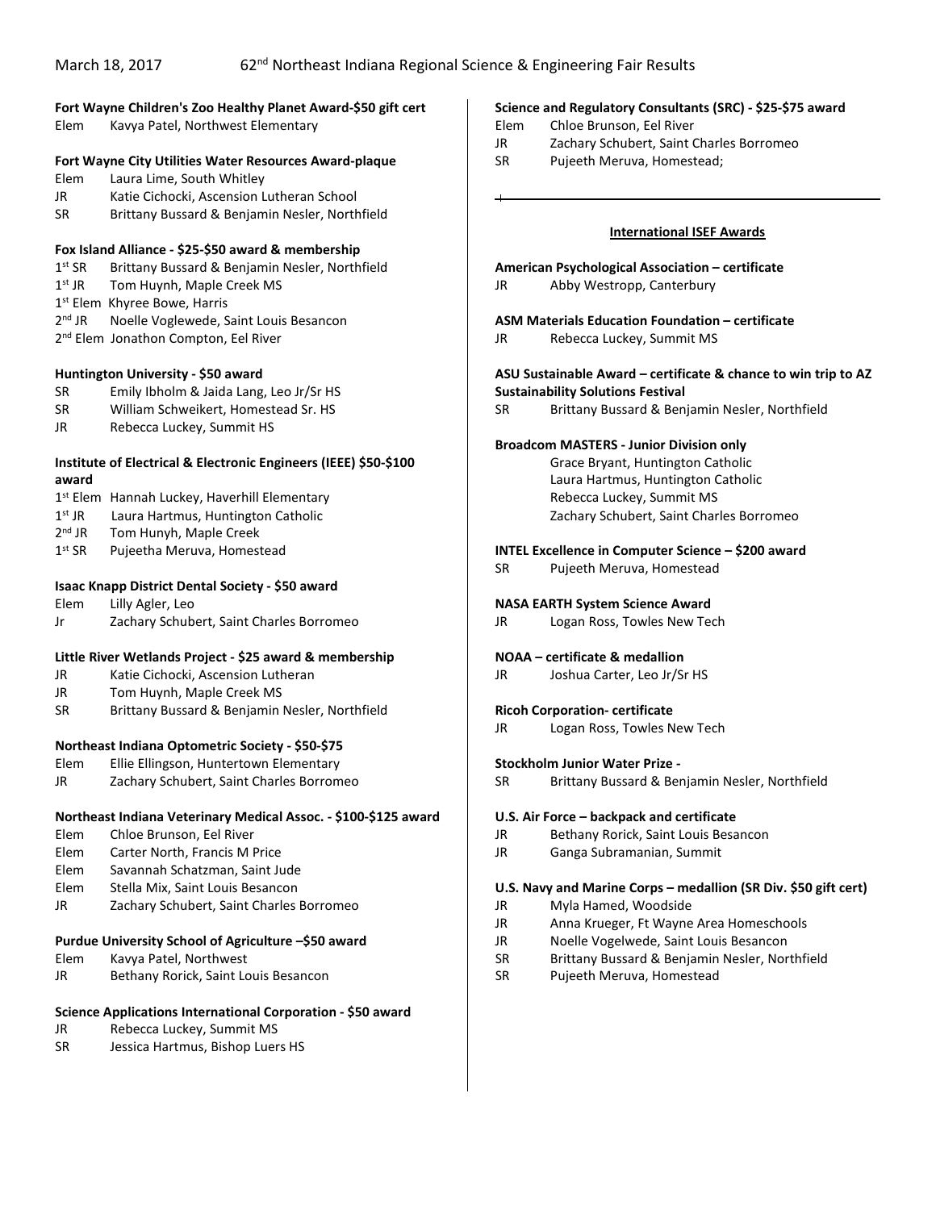March 18, 2017 62nd Northeast Indiana Regional Science & Engineering Fair Results

**Fort Wayne Children's Zoo Healthy Planet Award-$50 gift cert**

Elem Kavya Patel, Northwest Elementary

**Fort Wayne City Utilities Water Resources Award-plaque**

Elem Laura Lime, South Whitley
JR Katie Cichocki, Ascension Lutheran School
SR Brittany Bussard & Benjamin Nesler, Northfield

**Fox Island Alliance - $25-$50 award & membership**

1st SR Brittany Bussard & Benjamin Nesler, Northfield
1st JR Tom Huynh, Maple Creek MS
1st Elem Khyree Bowe, Harris
2nd JR Noelle Voglewede, Saint Louis Besancon
2nd Elem Jonathon Compton, Eel River

**Huntington University - $50 award**

SR Emily Ibholm & Jaida Lang, Leo Jr/Sr HS
SR William Schweikert, Homestead Sr. HS
JR Rebecca Luckey, Summit HS

**Institute of Electrical & Electronic Engineers (IEEE) $50-$100 award**

1st Elem Hannah Luckey, Haverhill Elementary
1st JR Laura Hartmus, Huntington Catholic
2nd JR Tom Hunyh, Maple Creek
1st SR Pujeetha Meruva, Homestead

**Isaac Knapp District Dental Society - $50 award**

Elem Lilly Agler, Leo
Jr Zachary Schubert, Saint Charles Borromeo

**Little River Wetlands Project - $25 award & membership**

JR Katie Cichocki, Ascension Lutheran
JR Tom Huynh, Maple Creek MS
SR Brittany Bussard & Benjamin Nesler, Northfield

**Northeast Indiana Optometric Society - $50-$75**

Elem Ellie Ellingson, Huntertown Elementary
JR Zachary Schubert, Saint Charles Borromeo

**Northeast Indiana Veterinary Medical Assoc. - $100-$125 award**

Elem Chloe Brunson, Eel River
Elem Carter North, Francis M Price
Elem Savannah Schatzman, Saint Jude
Elem Stella Mix, Saint Louis Besancon
JR Zachary Schubert, Saint Charles Borromeo

**Purdue University School of Agriculture –$50 award**

Elem Kavya Patel, Northwest
JR Bethany Rorick, Saint Louis Besancon

**Science Applications International Corporation - $50 award**

JR Rebecca Luckey, Summit MS
SR Jessica Hartmus, Bishop Luers HS

**Science and Regulatory Consultants (SRC) - $25-$75 award**

Elem Chloe Brunson, Eel River
JR Zachary Schubert, Saint Charles Borromeo
SR Pujeeth Meruva, Homestead;

---

## International ISEF Awards

**American Psychological Association – certificate**

JR Abby Westropp, Canterbury

**ASM Materials Education Foundation – certificate**

JR Rebecca Luckey, Summit MS

**ASU Sustainable Award – certificate & chance to win trip to AZ Sustainability Solutions Festival**

SR Brittany Bussard & Benjamin Nesler, Northfield

**Broadcom MASTERS - Junior Division only**

Grace Bryant, Huntington Catholic
Laura Hartmus, Huntington Catholic
Rebecca Luckey, Summit MS
Zachary Schubert, Saint Charles Borromeo

**INTEL Excellence in Computer Science – $200 award**

SR Pujeeth Meruva, Homestead

**NASA EARTH System Science Award**

JR Logan Ross, Towles New Tech

**NOAA – certificate & medallion**

JR Joshua Carter, Leo Jr/Sr HS

**Ricoh Corporation- certificate**

JR Logan Ross, Towles New Tech

**Stockholm Junior Water Prize -**

SR Brittany Bussard & Benjamin Nesler, Northfield

**U.S. Air Force – backpack and certificate**

JR Bethany Rorick, Saint Louis Besancon
JR Ganga Subramanian, Summit

**U.S. Navy and Marine Corps – medallion (SR Div. $50 gift cert)**

JR Myla Hamed, Woodside
JR Anna Krueger, Ft Wayne Area Homeschools
JR Noelle Vogelwede, Saint Louis Besancon
SR Brittany Bussard & Benjamin Nesler, Northfield
SR Pujeeth Meruva, Homestead